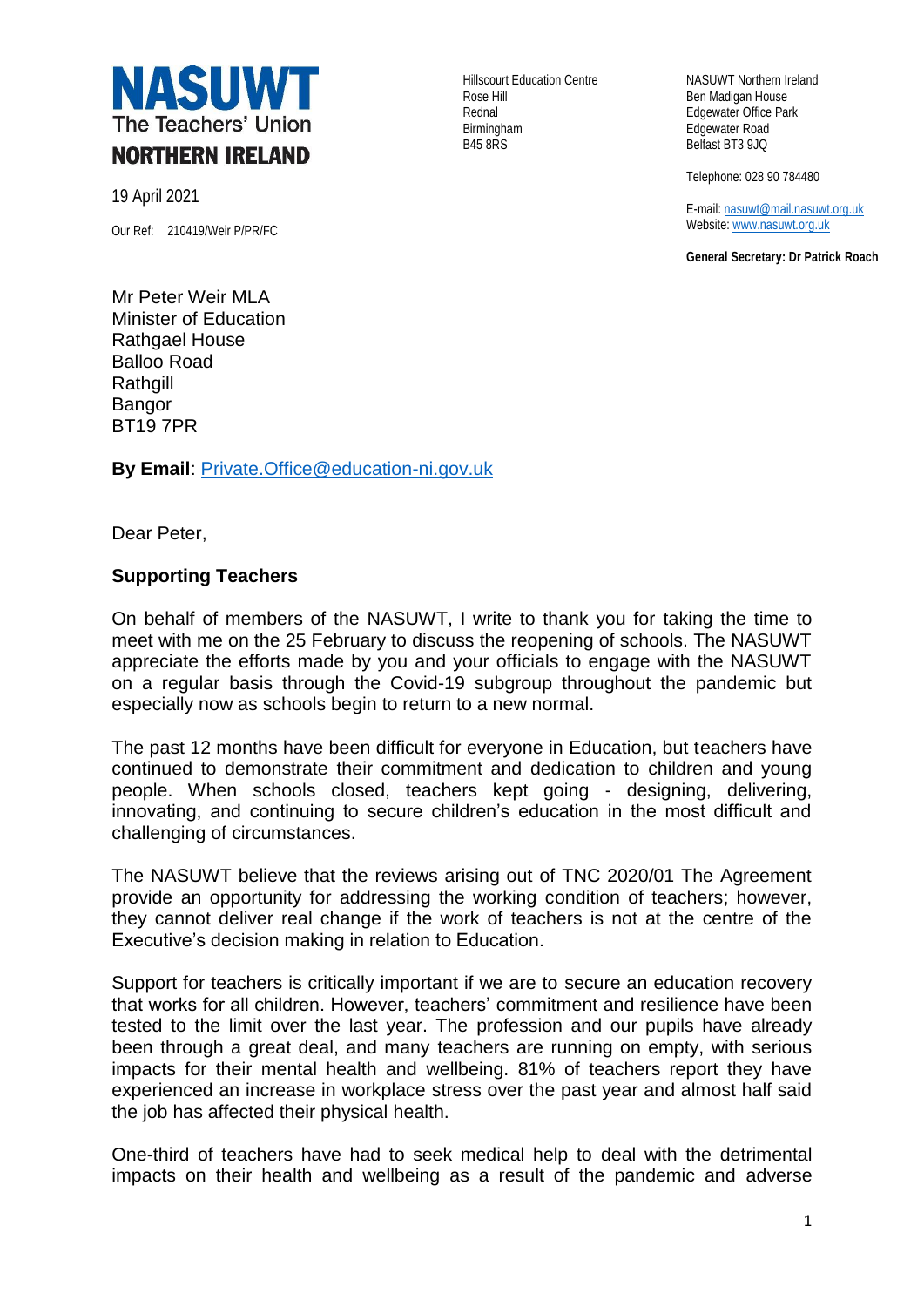**NASUWT**
The Teachers' Union
**NORTHERN IRELAND**

Hillscourt Education Centre
Rose Hill
Rednal
Birmingham
B45 8RS

NASUWT Northern Ireland
Ben Madigan House
Edgewater Office Park
Edgewater Road
Belfast BT3 9JQ

Telephone: 028 90 784480

E-mail: nasuwt@mail.nasuwt.org.uk
Website: www.nasuwt.org.uk

**General Secretary: Dr Patrick Roach**

19 April 2021

Our Ref: 210419/Weir P/PR/FC

Mr Peter Weir MLA
Minister of Education
Rathgael House
Balloo Road
Rathgill
Bangor
BT19 7PR

**By Email**: Private.Office@education-ni.gov.uk

Dear Peter,

**Supporting Teachers**

On behalf of members of the NASUWT, I write to thank you for taking the time to meet with me on the 25 February to discuss the reopening of schools. The NASUWT appreciate the efforts made by you and your officials to engage with the NASUWT on a regular basis through the Covid-19 subgroup throughout the pandemic but especially now as schools begin to return to a new normal.

The past 12 months have been difficult for everyone in Education, but teachers have continued to demonstrate their commitment and dedication to children and young people. When schools closed, teachers kept going - designing, delivering, innovating, and continuing to secure children's education in the most difficult and challenging of circumstances.

The NASUWT believe that the reviews arising out of TNC 2020/01 The Agreement provide an opportunity for addressing the working condition of teachers; however, they cannot deliver real change if the work of teachers is not at the centre of the Executive's decision making in relation to Education.

Support for teachers is critically important if we are to secure an education recovery that works for all children. However, teachers' commitment and resilience have been tested to the limit over the last year. The profession and our pupils have already been through a great deal, and many teachers are running on empty, with serious impacts for their mental health and wellbeing. 81% of teachers report they have experienced an increase in workplace stress over the past year and almost half said the job has affected their physical health.

One-third of teachers have had to seek medical help to deal with the detrimental impacts on their health and wellbeing as a result of the pandemic and adverse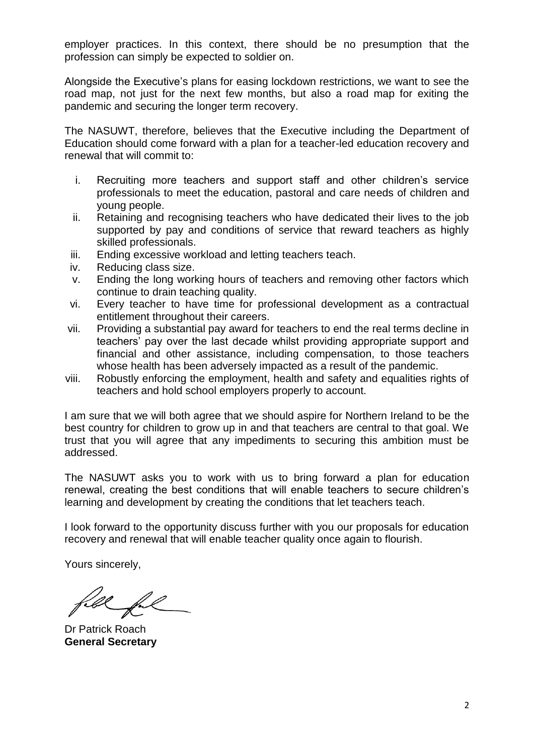employer practices. In this context, there should be no presumption that the profession can simply be expected to soldier on.

Alongside the Executive's plans for easing lockdown restrictions, we want to see the road map, not just for the next few months, but also a road map for exiting the pandemic and securing the longer term recovery.

The NASUWT, therefore, believes that the Executive including the Department of Education should come forward with a plan for a teacher-led education recovery and renewal that will commit to:

i. Recruiting more teachers and support staff and other children's service professionals to meet the education, pastoral and care needs of children and young people.
ii. Retaining and recognising teachers who have dedicated their lives to the job supported by pay and conditions of service that reward teachers as highly skilled professionals.
iii. Ending excessive workload and letting teachers teach.
iv. Reducing class size.
v. Ending the long working hours of teachers and removing other factors which continue to drain teaching quality.
vi. Every teacher to have time for professional development as a contractual entitlement throughout their careers.
vii. Providing a substantial pay award for teachers to end the real terms decline in teachers' pay over the last decade whilst providing appropriate support and financial and other assistance, including compensation, to those teachers whose health has been adversely impacted as a result of the pandemic.
viii. Robustly enforcing the employment, health and safety and equalities rights of teachers and hold school employers properly to account.

I am sure that we will both agree that we should aspire for Northern Ireland to be the best country for children to grow up in and that teachers are central to that goal. We trust that you will agree that any impediments to securing this ambition must be addressed.

The NASUWT asks you to work with us to bring forward a plan for education renewal, creating the best conditions that will enable teachers to secure children's learning and development by creating the conditions that let teachers teach.

I look forward to the opportunity discuss further with you our proposals for education recovery and renewal that will enable teacher quality once again to flourish.

Yours sincerely,

Dr Patrick Roach
**General Secretary**